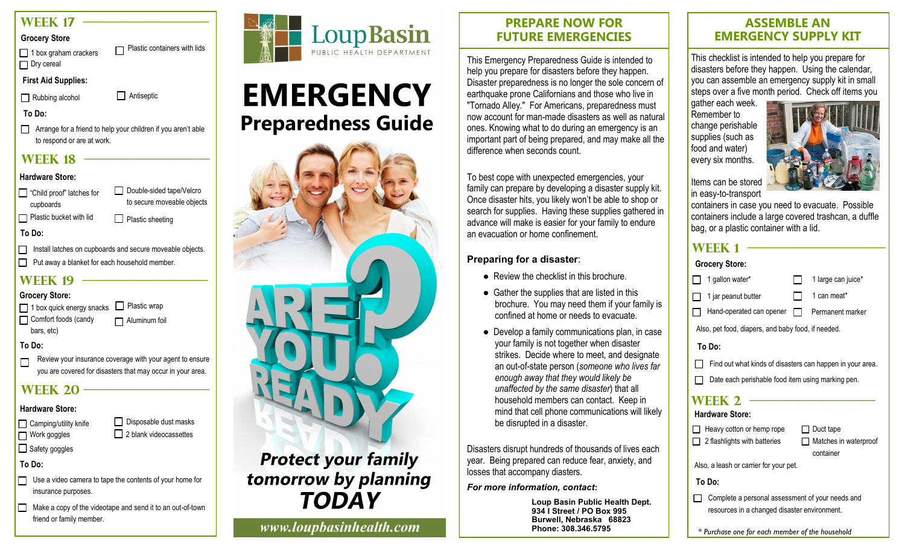## WEEK 17

**Grocery Store**

- ☐ 1 box graham crackers
- ☐ Dry cereal
- ☐ Plastic containers with lids

**First Aid Supplies:**

- ☐ Rubbing alcohol
- ☐ Antiseptic

**To Do:**

- ☐ Arrange for a friend to help your children if you aren't able to respond or are at work.

## WEEK 18

**Hardware Store:**

- ☐ "Child proof" latches for cupboards
- ☐ Plastic bucket with lid
- ☐ Double-sided tape/Velcro to secure moveable objects
- ☐ Plastic sheeting

**To Do:**

- ☐ Install latches on cupboards and secure moveable objects.
- ☐ Put away a blanket for each household member.

## WEEK 19

**Grocery Store:**

- ☐ 1 box quick energy snacks
- ☐ Comfort foods (candy bars, etc)
- ☐ Plastic wrap
- ☐ Aluminum foil

**To Do:**

- ☐ Review your insurance coverage with your agent to ensure you are covered for disasters that may occur in your area.

## WEEK 20

**Hardware Store:**

- ☐ Camping/utility knife
- ☐ Work goggles
- ☐ Safety goggles
- ☐ Disposable dust masks
- ☐ 2 blank videocassettes

**To Do:**

- ☐ Use a video camera to tape the contents of your home for insurance purposes.
- ☐ Make a copy of the videotape and send it to an out-of-town friend or family member.

Loup Basin
PUBLIC HEALTH DEPARTMENT

# EMERGENCY
## Preparedness Guide

ARE YOU READY?

***Protect your family tomorrow by planning TODAY***

*www.loupbasinhealth.com*

## PREPARE NOW FOR FUTURE EMERGENCIES

This Emergency Preparedness Guide is intended to help you prepare for disasters before they happen. Disaster preparedness is no longer the sole concern of earthquake prone Californians and those who live in "Tornado Alley." For Americans, preparedness must now account for man-made disasters as well as natural ones. Knowing what to do during an emergency is an important part of being prepared, and may make all the difference when seconds count.

To best cope with unexpected emergencies, your family can prepare by developing a disaster supply kit. Once disaster hits, you likely won't be able to shop or search for supplies. Having these supplies gathered in advance will make is easier for your family to endure an evacuation or home confinement.

**Preparing for a disaster**:

- Review the checklist in this brochure.
- Gather the supplies that are listed in this brochure. You may need them if your family is confined at home or needs to evacuate.
- Develop a family communications plan, in case your family is not together when disaster strikes. Decide where to meet, and designate an out-of-state person (*someone who lives far enough away that they would likely be unaffected by the same disaster*) that all household members can contact. Keep in mind that cell phone communications will likely be disrupted in a disaster.

Disasters disrupt hundreds of thousands of lives each year. Being prepared can reduce fear, anxiety, and losses that accompany disasters.

***For more information, contact*:**

**Loup Basin Public Health Dept.**
**934 I Street / PO Box 995**
**Burwell, Nebraska 68823**
**Phone: 308.346.5795**

## ASSEMBLE AN EMERGENCY SUPPLY KIT

This checklist is intended to help you prepare for disasters before they happen. Using the calendar, you can assemble an emergency supply kit in small steps over a five month period. Check off items you gather each week. Remember to change perishable supplies (such as food and water) every six months.

Items can be stored in easy-to-transport containers in case you need to evacuate. Possible containers include a large covered trashcan, a duffle bag, or a plastic container with a lid.

## WEEK 1

**Grocery Store:**

- ☐ 1 gallon water*
- ☐ 1 jar peanut butter
- ☐ Hand-operated can opener
- ☐ 1 large can juice*
- ☐ 1 can meat*
- ☐ Permanent marker

Also, pet food, diapers, and baby food, if needed.

**To Do:**

- ☐ Find out what kinds of disasters can happen in your area.
- ☐ Date each perishable food item using marking pen.

## WEEK 2

**Hardware Store:**

- ☐ Heavy cotton or hemp rope
- ☐ 2 flashlights with batteries
- ☐ Duct tape
- ☐ Matches in waterproof container

Also, a leash or carrier for your pet.

**To Do:**

- ☐ Complete a personal assessment of your needs and resources in a changed disaster environment.

*\* Purchase one for each member of the household*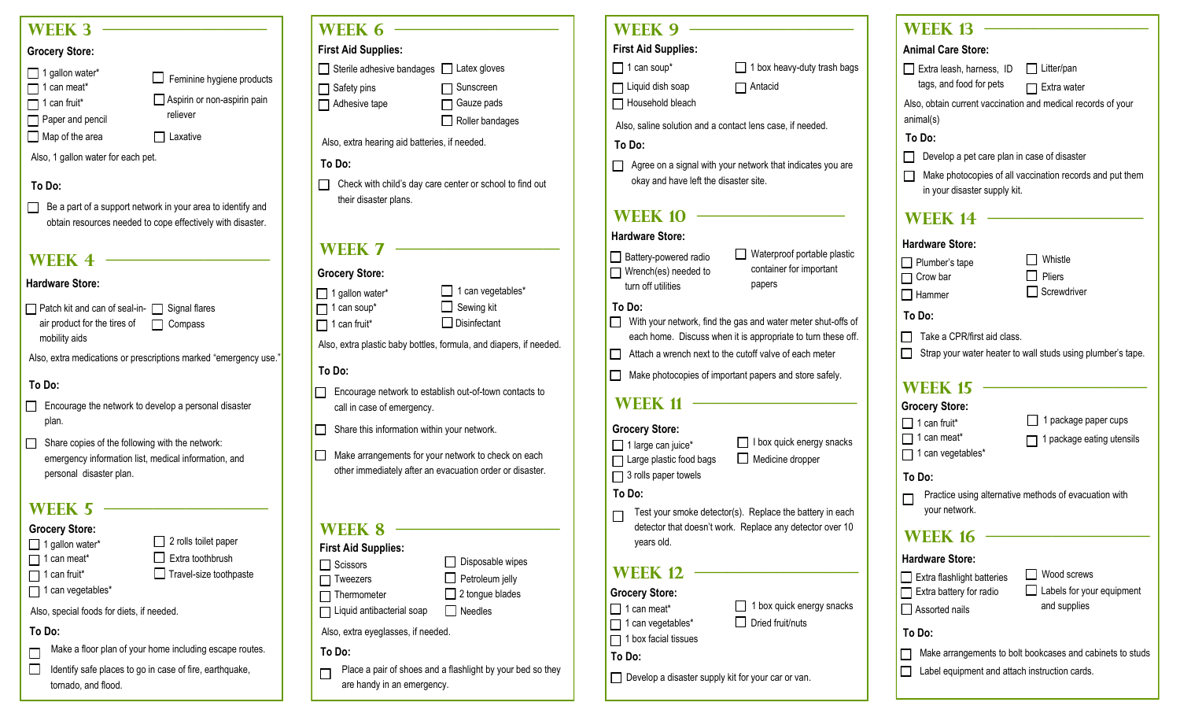## WEEK 3

**Grocery Store:**

- [ ] 1 gallon water*
- [ ] 1 can meat*
- [ ] 1 can fruit*
- [ ] Paper and pencil
- [ ] Map of the area
- [ ] Feminine hygiene products
- [ ] Aspirin or non-aspirin pain reliever
- [ ] Laxative

Also, 1 gallon water for each pet.

**To Do:**

- [ ] Be a part of a support network in your area to identify and obtain resources needed to cope effectively with disaster.

## WEEK 4

**Hardware Store:**

- [ ] Patch kit and can of seal-in-air product for the tires of mobility aids
- [ ] Signal flares
- [ ] Compass

Also, extra medications or prescriptions marked "emergency use."

**To Do:**

- [ ] Encourage the network to develop a personal disaster plan.
- [ ] Share copies of the following with the network: emergency information list, medical information, and personal disaster plan.

## WEEK 5

**Grocery Store:**

- [ ] 1 gallon water*
- [ ] 1 can meat*
- [ ] 1 can fruit*
- [ ] 1 can vegetables*
- [ ] 2 rolls toilet paper
- [ ] Extra toothbrush
- [ ] Travel-size toothpaste

Also, special foods for diets, if needed.

**To Do:**

- [ ] Make a floor plan of your home including escape routes.
- [ ] Identify safe places to go in case of fire, earthquake, tornado, and flood.

## WEEK 6

**First Aid Supplies:**

- [ ] Sterile adhesive bandages
- [ ] Safety pins
- [ ] Adhesive tape
- [ ] Latex gloves
- [ ] Sunscreen
- [ ] Gauze pads
- [ ] Roller bandages

Also, extra hearing aid batteries, if needed.

**To Do:**

- [ ] Check with child's day care center or school to find out their disaster plans.

## WEEK 7

**Grocery Store:**

- [ ] 1 gallon water*
- [ ] 1 can soup*
- [ ] 1 can fruit*
- [ ] 1 can vegetables*
- [ ] Sewing kit
- [ ] Disinfectant

Also, extra plastic baby bottles, formula, and diapers, if needed.

**To Do:**

- [ ] Encourage network to establish out-of-town contacts to call in case of emergency.
- [ ] Share this information within your network.
- [ ] Make arrangements for your network to check on each other immediately after an evacuation order or disaster.

## WEEK 8

**First Aid Supplies:**

- [ ] Scissors
- [ ] Tweezers
- [ ] Thermometer
- [ ] Liquid antibacterial soap
- [ ] Disposable wipes
- [ ] Petroleum jelly
- [ ] 2 tongue blades
- [ ] Needles

Also, extra eyeglasses, if needed.

**To Do:**

- [ ] Place a pair of shoes and a flashlight by your bed so they are handy in an emergency.

## WEEK 9

**First Aid Supplies:**

- [ ] 1 can soup*
- [ ] Liquid dish soap
- [ ] Household bleach
- [ ] 1 box heavy-duty trash bags
- [ ] Antacid

Also, saline solution and a contact lens case, if needed.

**To Do:**

- [ ] Agree on a signal with your network that indicates you are okay and have left the disaster site.

## WEEK 10

**Hardware Store:**

- [ ] Battery-powered radio
- [ ] Wrench(es) needed to turn off utilities
- [ ] Waterproof portable plastic container for important papers

**To Do:**

- [ ] With your network, find the gas and water meter shut-offs of each home. Discuss when it is appropriate to turn these off.
- [ ] Attach a wrench next to the cutoff valve of each meter
- [ ] Make photocopies of important papers and store safely.

## WEEK 11

**Grocery Store:**

- [ ] 1 large can juice*
- [ ] Large plastic food bags
- [ ] 3 rolls paper towels
- [ ] I box quick energy snacks
- [ ] Medicine dropper

**To Do:**

- [ ] Test your smoke detector(s). Replace the battery in each detector that doesn't work. Replace any detector over 10 years old.

## WEEK 12

**Grocery Store:**

- [ ] 1 can meat*
- [ ] 1 can vegetables*
- [ ] 1 box facial tissues
- [ ] 1 box quick energy snacks
- [ ] Dried fruit/nuts

**To Do:**

- [ ] Develop a disaster supply kit for your car or van.

## WEEK 13

**Animal Care Store:**

- [ ] Extra leash, harness, ID tags, and food for pets
- [ ] Litter/pan
- [ ] Extra water

Also, obtain current vaccination and medical records of your animal(s)

**To Do:**

- [ ] Develop a pet care plan in case of disaster
- [ ] Make photocopies of all vaccination records and put them in your disaster supply kit.

## WEEK 14

**Hardware Store:**

- [ ] Plumber's tape
- [ ] Crow bar
- [ ] Hammer
- [ ] Whistle
- [ ] Pliers
- [ ] Screwdriver

**To Do:**

- [ ] Take a CPR/first aid class.
- [ ] Strap your water heater to wall studs using plumber's tape.

## WEEK 15

**Grocery Store:**

- [ ] 1 can fruit*
- [ ] 1 can meat*
- [ ] 1 can vegetables*
- [ ] 1 package paper cups
- [ ] 1 package eating utensils

**To Do:**

- [ ] Practice using alternative methods of evacuation with your network.

## WEEK 16

**Hardware Store:**

- [ ] Extra flashlight batteries
- [ ] Extra battery for radio
- [ ] Assorted nails
- [ ] Wood screws
- [ ] Labels for your equipment and supplies

**To Do:**

- [ ] Make arrangements to bolt bookcases and cabinets to studs
- [ ] Label equipment and attach instruction cards.